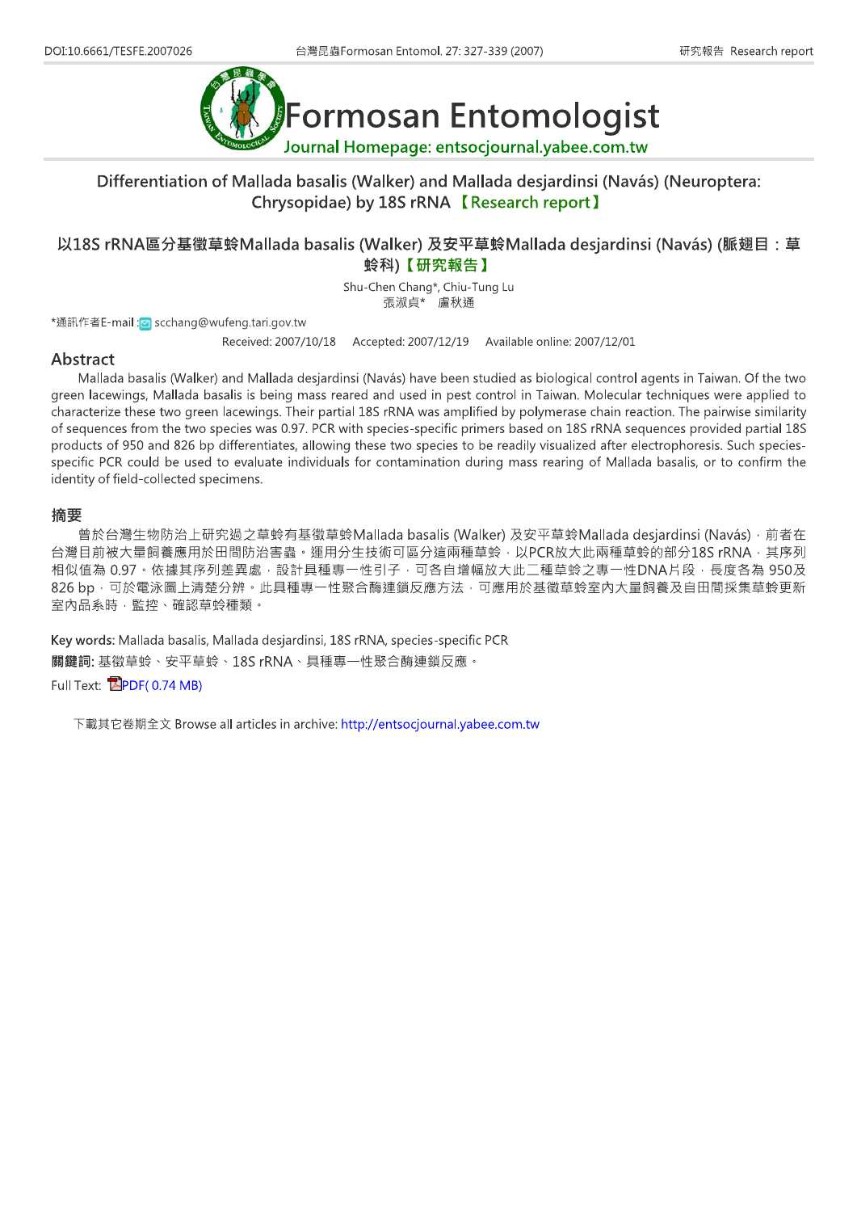DOI:10.6661/TESFE.2007026

# Formosan Entomologist

Journal Homepage: entsocjournal.yabee.com.tw

## Differentiation of Mallada basalis (Walker) and Mallada desjardinsi (Navás) (Neuroptera: Chrysopidae) by 18S rRNA 【Research report】

## 以18S rRNA區分基徵草蛉Mallada basalis (Walker) 及安平草蛉Mallada desjardinsi (Navás) (脈翅目：草蛉科)【研究報告】

Shu-Chen Chang*, Chiu-Tung Lu
張淑貞* 盧秋通

*通訊作者E-mail : scchang@wufeng.tari.gov.tw

Received: 2007/10/18 Accepted: 2007/12/19 Available online: 2007/12/01

## Abstract

Mallada basalis (Walker) and Mallada desjardinsi (Navás) have been studied as biological control agents in Taiwan. Of the two green lacewings, Mallada basalis is being mass reared and used in pest control in Taiwan. Molecular techniques were applied to characterize these two green lacewings. Their partial 18S rRNA was amplified by polymerase chain reaction. The pairwise similarity of sequences from the two species was 0.97. PCR with species-specific primers based on 18S rRNA sequences provided partial 18S products of 950 and 826 bp differentiates, allowing these two species to be readily visualized after electrophoresis. Such species-specific PCR could be used to evaluate individuals for contamination during mass rearing of Mallada basalis, or to confirm the identity of field-collected specimens.

## 摘要

曾於台灣生物防治上研究過之草蛉有基徵草蛉Mallada basalis (Walker) 及安平草蛉Mallada desjardinsi (Navás)，前者在台灣目前被大量飼養應用於田間防治害蟲。運用分生技術可區分這兩種草蛉，以PCR放大此兩種草蛉的部分18S rRNA，其序列相似值為 0.97。依據其序列差異處，設計具種專一性引子，可各自增幅放大此二種草蛉之專一性DNA片段，長度各為 950及826 bp，可於電泳圖上清楚分辨。此具種專一性聚合酶連鎖反應方法，可應用於基徵草蛉室內大量飼養及自田間採集草蛉更新室內品系時，監控、確認草蛉種類。

**Key words:** Mallada basalis, Mallada desjardinsi, 18S rRNA, species-specific PCR

**關鍵詞:** 基徵草蛉、安平草蛉、18S rRNA、具種專一性聚合酶連鎖反應。

Full Text: PDF( 0.74 MB)

下載其它卷期全文 Browse all articles in archive: http://entsocjournal.yabee.com.tw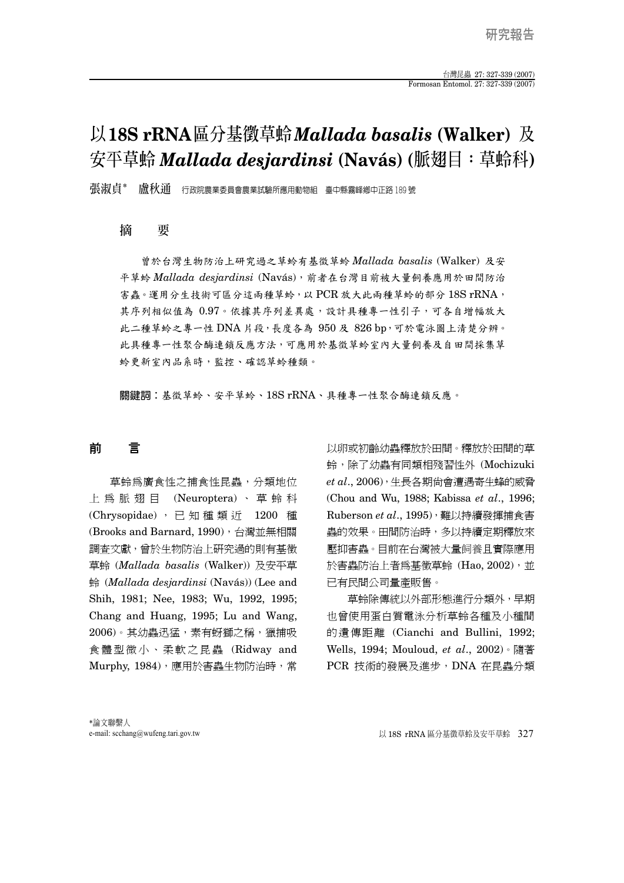研究報告

# 以18S rRNA區分基徵草蛉*Mallada basalis* (Walker) 及安平草蛉 *Mallada desjardinsi* (Navás) (脈翅目：草蛉科)

張淑貞* 盧秋通 行政院農業委員會農業試驗所應用動物組 臺中縣霧峰鄉中正路 189 號

## 摘　要

曾於台灣生物防治上研究過之草蛉有基徵草蛉 *Mallada basalis* (Walker) 及安平草蛉 *Mallada desjardinsi* (Navás)，前者在台灣目前被大量飼養應用於田間防治害蟲。運用分生技術可區分這兩種草蛉，以 PCR 放大此兩種草蛉的部分 18S rRNA，其序列相似值為 0.97。依據其序列差異處，設計具種專一性引子，可各自增幅放大此二種草蛉之專一性 DNA 片段，長度各為 950 及 826 bp，可於電泳圖上清楚分辨。此具種專一性聚合酶連鎖反應方法，可應用於基徵草蛉室內大量飼養及自田間採集草蛉更新室內品系時，監控、確認草蛉種類。

**關鍵詞**：基徵草蛉、安平草蛉、18S rRNA、具種專一性聚合酶連鎖反應。

## 前　言

草蛉為廣食性之捕食性昆蟲，分類地位上為脈翅目 (Neuroptera)、草蛉科 (Chrysopidae)，已知種類近 1200 種 (Brooks and Barnard, 1990)，台灣並無相關調查文獻，曾於生物防治上研究過的則有基徵草蛉 (*Mallada basalis* (Walker)) 及安平草蛉 (*Mallada desjardinsi* (Navás)) (Lee and Shih, 1981; Nee, 1983; Wu, 1992, 1995; Chang and Huang, 1995; Lu and Wang, 2006)。其幼蟲迅猛，素有蚜獅之稱，獵捕吸食體型微小、柔軟之昆蟲 (Ridway and Murphy, 1984)，應用於害蟲生物防治時，常以卵或初齡幼蟲釋放於田間。釋放於田間的草蛉，除了幼蟲有同類相殘習性外 (Mochizuki *et al*., 2006)，生長各期尚會遭遇寄生蜂的威脅 (Chou and Wu, 1988; Kabissa *et al*., 1996; Ruberson *et al*., 1995)，難以持續發揮捕食害蟲的效果。田間防治時，多以持續定期釋放來壓抑害蟲。目前在台灣被大量飼養且實際應用於害蟲防治上者為基徵草蛉 (Hao, 2002)，並已有民間公司量產販售。

草蛉除傳統以外部形態進行分類外，早期也曾使用蛋白質電泳分析草蛉各種及小種間的遺傳距離 (Cianchi and Bullini, 1992; Wells, 1994; Mouloud, *et al*., 2002)。隨著 PCR 技術的發展及進步，DNA 在昆蟲分類

*論文聯繫人
e-mail: scchang@wufeng.tari.gov.tw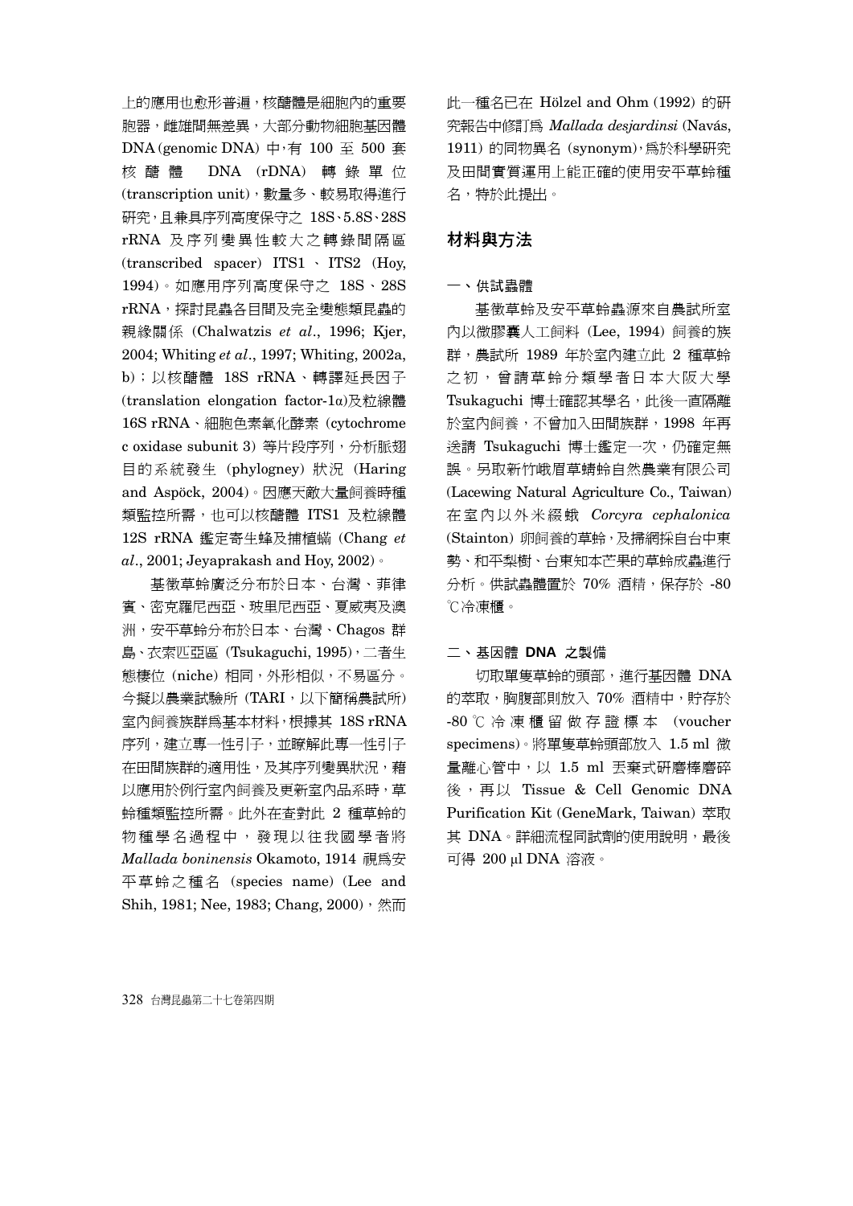上的應用也愈形普遍，核醣體是細胞內的重要胞器，雌雄間無差異，大部分動物細胞基因體 DNA (genomic DNA) 中，有 100 至 500 套核醣體 DNA (rDNA) 轉錄單位 (transcription unit)，數量多、較易取得進行研究，且兼具序列高度保守之 18S、5.8S、28S rRNA 及序列變異性較大之轉錄間隔區 (transcribed spacer) ITS1、ITS2 (Hoy, 1994)。如應用序列高度保守之 18S、28S rRNA，探討昆蟲各目間及完全變態類昆蟲的親緣關係 (Chalwatzis *et al*., 1996; Kjer, 2004; Whiting *et al*., 1997; Whiting, 2002a, b)；以核醣體 18S rRNA、轉譯延長因子 (translation elongation factor-1α)及粒線體 16S rRNA、細胞色素氧化酵素 (cytochrome c oxidase subunit 3) 等片段序列，分析脈翅目的系統發生 (phylogney) 狀況 (Haring and Aspöck, 2004)。因應天敵大量飼養時種類監控所需，也可以核醣體 ITS1 及粒線體 12S rRNA 鑑定寄生蜂及捕植蟎 (Chang *et al*., 2001; Jeyaprakash and Hoy, 2002)。

基徵草蛉廣泛分布於日本、台灣、菲律賓、密克羅尼西亞、玻里尼西亞、夏威夷及澳洲，安平草蛉分布於日本、台灣、Chagos 群島、衣索匹亞區 (Tsukaguchi, 1995)，二者生態棲位 (niche) 相同，外形相似，不易區分。今擬以農業試驗所 (TARI，以下簡稱農試所) 室內飼養族群爲基本材料，根據其 18S rRNA 序列，建立專一性引子，並瞭解此專一性引子在田間族群的適用性，及其序列變異狀況，藉以應用於例行室內飼養及更新室內品系時，草蛉種類監控所需。此外在查對此 2 種草蛉的物種學名過程中，發現以往我國學者將 *Mallada boninensis* Okamoto, 1914 視爲安平草蛉之種名 (species name) (Lee and Shih, 1981; Nee, 1983; Chang, 2000)，然而此一種名已在 Hölzel and Ohm (1992) 的研究報告中修訂爲 *Mallada desjardinsi* (Navás, 1911) 的同物異名 (synonym)，爲於科學研究及田間實質運用上能正確的使用安平草蛉種名，特於此提出。

## 材料與方法

### 一、供試蟲體

基徵草蛉及安平草蛉蟲源來自農試所室內以微膠囊人工飼料 (Lee, 1994) 飼養的族群，農試所 1989 年於室內建立此 2 種草蛉之初，曾請草蛉分類學者日本大阪大學 Tsukaguchi 博士確認其學名，此後一直隔離於室內飼養，不曾加入田間族群，1998 年再送請 Tsukaguchi 博士鑑定一次，仍確定無誤。另取新竹峨眉草蜻蛉自然農業有限公司 (Lacewing Natural Agriculture Co., Taiwan) 在室內以外米綴蛾 *Corcyra cephalonica* (Stainton) 卵飼養的草蛉，及掃網採自台中東勢、和平梨樹、台東知本芒果的草蛉成蟲進行分析。供試蟲體置於 70% 酒精，保存於 -80 ℃冷凍櫃。

### 二、基因體 DNA 之製備

切取單隻草蛉的頭部，進行基因體 DNA 的萃取，胸腹部則放入 70% 酒精中，貯存於 -80 ℃冷凍櫃留做存證標本 (voucher specimens)。將單隻草蛉頭部放入 1.5 ml 微量離心管中，以 1.5 ml 丟棄式研磨棒磨碎後，再以 Tissue & Cell Genomic DNA Purification Kit (GeneMark, Taiwan) 萃取其 DNA。詳細流程同試劑的使用說明，最後可得 200 μl DNA 溶液。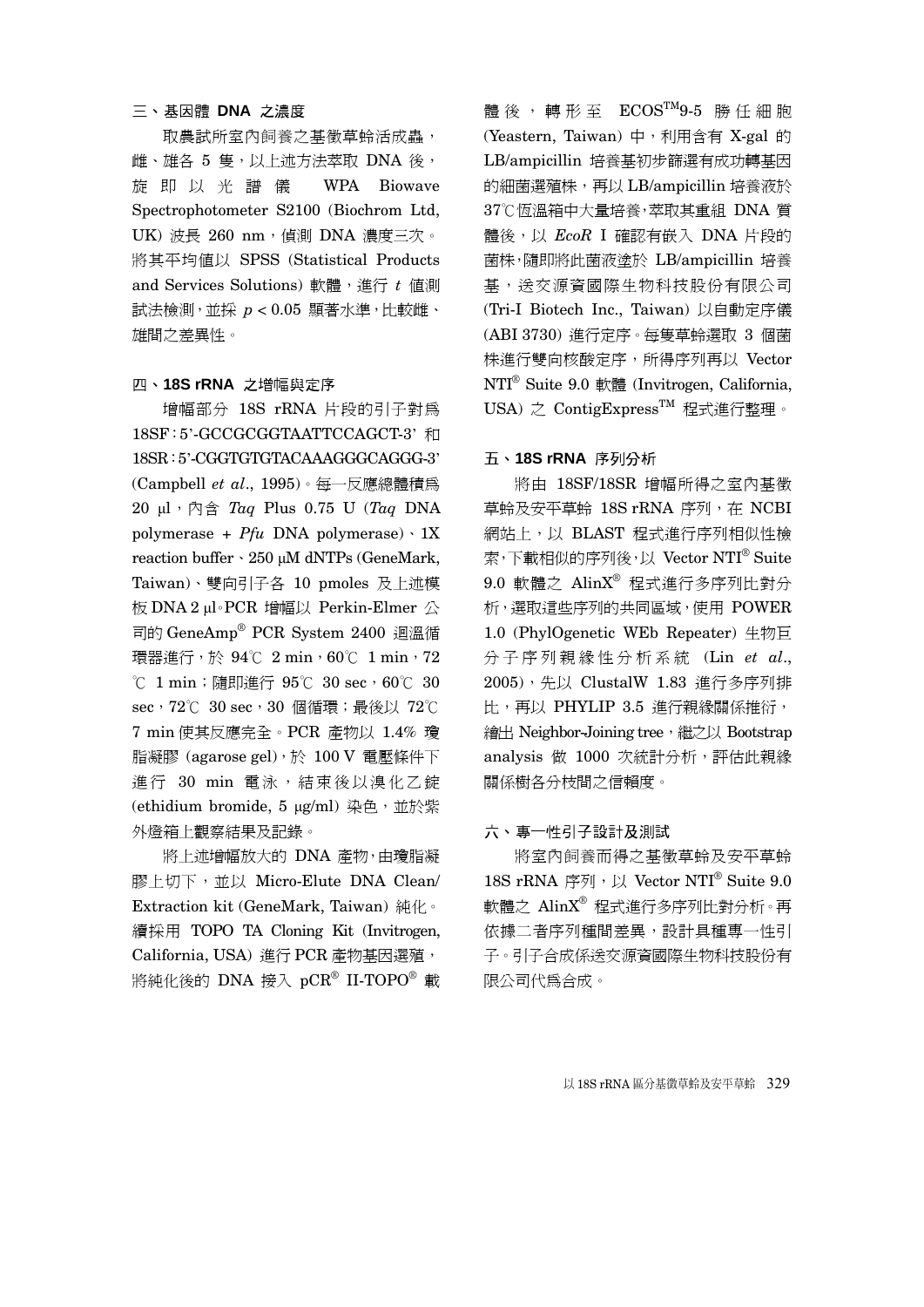### 三、基因體 DNA 之濃度

取農試所室內飼養之基徵草蛉活成蟲，雌、雄各 5 隻，以上述方法萃取 DNA 後，旋即以光譜儀 WPA Biowave Spectrophotometer S2100 (Biochrom Ltd, UK) 波長 260 nm，偵測 DNA 濃度三次。將其平均值以 SPSS (Statistical Products and Services Solutions) 軟體，進行 *t* 值測試法檢測，並採 $p < 0.05$ 顯著水準，比較雌、雄間之差異性。

### 四、18S rRNA 之增幅與定序

增幅部分 18S rRNA 片段的引子對為 18SF：5'-GCCGCGGTAATTCCAGCT-3' 和 18SR：5'-CGGTGTGTACAAAGGGCAGGG-3' (Campbell *et al*., 1995)。每一反應總體積為 20 μl，內含 *Taq* Plus 0.75 U (*Taq* DNA polymerase + *Pfu* DNA polymerase)、1X reaction buffer、250 μM dNTPs (GeneMark, Taiwan)、雙向引子各 10 pmoles 及上述模板 DNA 2 μl。PCR 增幅以 Perkin-Elmer 公司的 GeneAmp® PCR System 2400 迴溫循環器進行，於 94℃ 2 min，60℃ 1 min，72℃ 1 min；隨即進行 95℃ 30 sec，60℃ 30 sec，72℃ 30 sec，30 個循環；最後以 72℃ 7 min 使其反應完全。PCR 產物以 1.4% 瓊脂凝膠 (agarose gel)，於 100 V 電壓條件下進行 30 min 電泳，結束後以溴化乙錠 (ethidium bromide, 5 μg/ml) 染色，並於紫外燈箱上觀察結果及記錄。

將上述增幅放大的 DNA 產物，由瓊脂凝膠上切下，並以 Micro-Elute DNA Clean/Extraction kit (GeneMark, Taiwan) 純化。續採用 TOPO TA Cloning Kit (Invitrogen, California, USA) 進行 PCR 產物基因選殖，將純化後的 DNA 接入 pCR® II-TOPO® 載體後，轉形至 ECOS™9-5 勝任細胞 (Yeastern, Taiwan) 中，利用含有 X-gal 的 LB/ampicillin 培養基初步篩選有成功轉基因的細菌選殖株，再以 LB/ampicillin 培養液於 37℃恆溫箱中大量培養，萃取其重組 DNA 質體後，以 *EcoR* I 確認有嵌入 DNA 片段的菌株，隨即將此菌液塗於 LB/ampicillin 培養基，送交源資國際生物科技股份有限公司 (Tri-I Biotech Inc., Taiwan) 以自動定序儀 (ABI 3730) 進行定序。每隻草蛉選取 3 個菌株進行雙向核酸定序，所得序列再以 Vector NTI® Suite 9.0 軟體 (Invitrogen, California, USA) 之 ContigExpress™ 程式進行整理。

### 五、18S rRNA 序列分析

將由 18SF/18SR 增幅所得之室內基徵草蛉及安平草蛉 18S rRNA 序列，在 NCBI 網站上，以 BLAST 程式進行序列相似性檢索，下載相似的序列後，以 Vector NTI® Suite 9.0 軟體之 AlinX® 程式進行多序列比對分析，選取這些序列的共同區域，使用 POWER 1.0 (PhylOgenetic WEb Repeater) 生物巨分子序列親緣性分析系統 (Lin *et al*., 2005)，先以 ClustalW 1.83 進行多序列排比，再以 PHYLIP 3.5 進行親緣關係推衍，繪出 Neighbor-Joining tree，繼之以 Bootstrap analysis 做 1000 次統計分析，評估此親緣關係樹各分枝間之信賴度。

### 六、專一性引子設計及測試

將室內飼養而得之基徵草蛉及安平草蛉 18S rRNA 序列，以 Vector NTI® Suite 9.0 軟體之 AlinX® 程式進行多序列比對分析。再依據二者序列種間差異，設計具種專一性引子。引子合成係送交源資國際生物科技股份有限公司代為合成。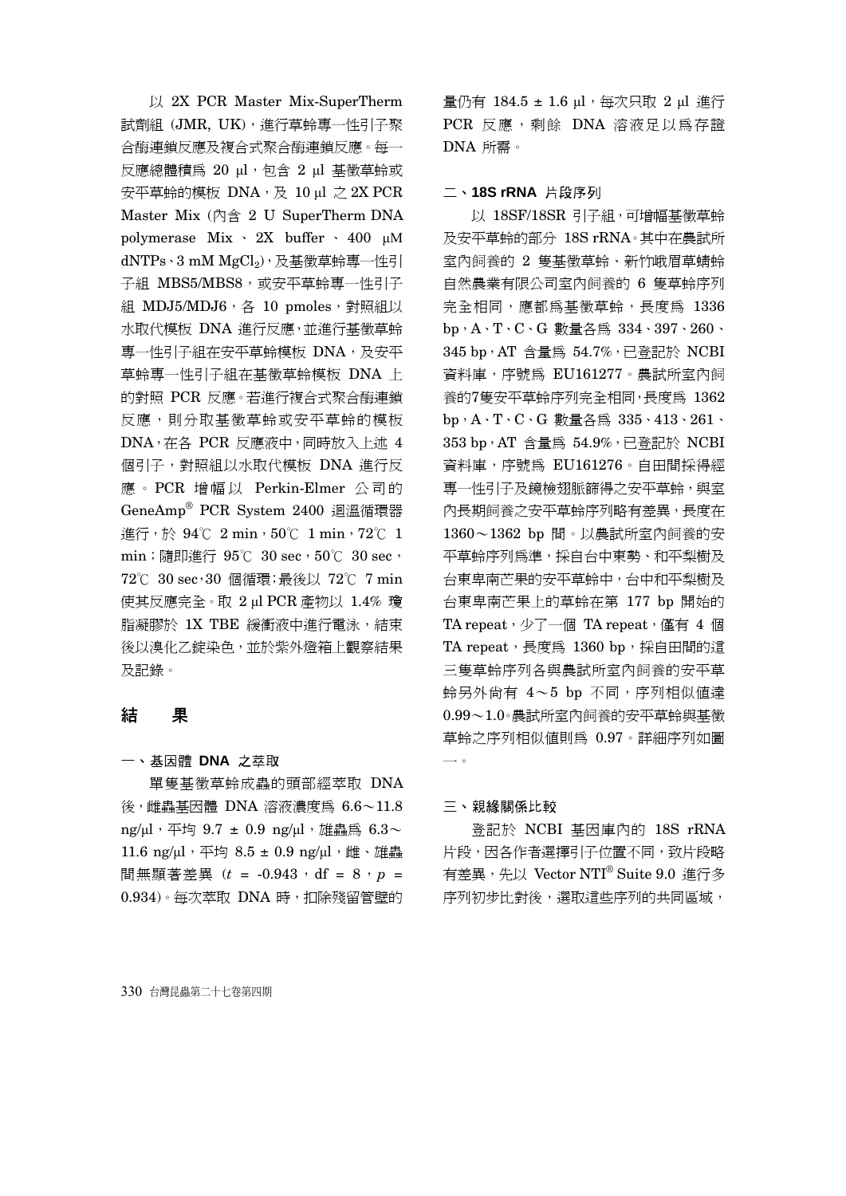以 2X PCR Master Mix-SuperTherm 試劑組 (JMR, UK)，進行草蛉專一性引子聚合酶連鎖反應及複合式聚合酶連鎖反應。每一反應總體積為 20 µl，包含 2 µl 基徵草蛉或安平草蛉的模板 DNA，及 10 µl 之 2X PCR Master Mix (內含 2 U SuperTherm DNA polymerase Mix、2X buffer、400 µM dNTPs、3 mM $MgCl_2$)，及基徵草蛉專一性引子組 MBS5/MBS8，或安平草蛉專一性引子組 MDJ5/MDJ6，各 10 pmoles，對照組以水取代模板 DNA 進行反應，並進行基徵草蛉專一性引子組在安平草蛉模板 DNA，及安平草蛉專一性引子組在基徵草蛉模板 DNA 上的對照 PCR 反應。若進行複合式聚合酶連鎖反應，則分取基徵草蛉或安平草蛉的模板 DNA，在各 PCR 反應液中，同時放入上述 4 個引子，對照組以水取代模板 DNA 進行反應。PCR 增幅以 Perkin-Elmer 公司的 GeneAmp® PCR System 2400 迴溫循環器進行，於 94℃ 2 min，50℃ 1 min，72℃ 1 min；隨即進行 95℃ 30 sec，50℃ 30 sec，72℃ 30 sec，30 個循環；最後以 72℃ 7 min 使其反應完全。取 2 µl PCR 產物以 1.4% 瓊脂凝膠於 1X TBE 緩衝液中進行電泳，結束後以溴化乙錠染色，並於紫外燈箱上觀察結果及記錄。

## 結　果

### 一、基因體 DNA 之萃取

單隻基徵草蛉成蟲的頭部經萃取 DNA 後，雌蟲基因體 DNA 溶液濃度為 6.6～11.8 ng/µl，平均 9.7 ± 0.9 ng/µl，雄蟲為 6.3～11.6 ng/µl，平均 8.5 ± 0.9 ng/µl，雌、雄蟲間無顯著差異 ($t$ = -0.943，df = 8，$p$ = 0.934)。每次萃取 DNA 時，扣除殘留管壁的量仍有 184.5 ± 1.6 µl，每次只取 2 µl 進行 PCR 反應，剩餘 DNA 溶液足以為存證 DNA 所需。

### 二、18S rRNA 片段序列

以 18SF/18SR 引子組，可增幅基徵草蛉及安平草蛉的部分 18S rRNA。其中在農試所室內飼養的 2 隻基徵草蛉、新竹峨眉草蜻蛉自然農業有限公司室內飼養的 6 隻草蛉序列完全相同，應都為基徵草蛉，長度為 1336 bp，A、T、C、G 數量各為 334、397、260、345 bp，AT 含量為 54.7%，已登記於 NCBI 資料庫，序號為 EU161277。農試所室內飼養的7隻安平草蛉序列完全相同，長度為 1362 bp，A、T、C、G 數量各為 335、413、261、353 bp，AT 含量為 54.9%，已登記於 NCBI 資料庫，序號為 EU161276。自田間採得經專一性引子及鏡檢翅脈篩得之安平草蛉，與室內長期飼養之安平草蛉序列略有差異，長度在 1360～1362 bp 間。以農試所室內飼養的安平草蛉序列為準，採自台中東勢、和平梨樹及台東卑南芒果的安平草蛉中，台中和平梨樹及台東卑南芒果上的草蛉在第 177 bp 開始的 TA repeat，少了一個 TA repeat，僅有 4 個 TA repeat，長度為 1360 bp，採自田間的這三隻草蛉序列各與農試所室內飼養的安平草蛉另外尚有 4～5 bp 不同，序列相似值達 0.99～1.0。農試所室內飼養的安平草蛉與基徵草蛉之序列相似值則為 0.97。詳細序列如圖一。

### 三、親緣關係比較

登記於 NCBI 基因庫內的 18S rRNA 片段，因各作者選擇引子位置不同，致片段略有差異，先以 Vector NTI® Suite 9.0 進行多序列初步比對後，選取這些序列的共同區域，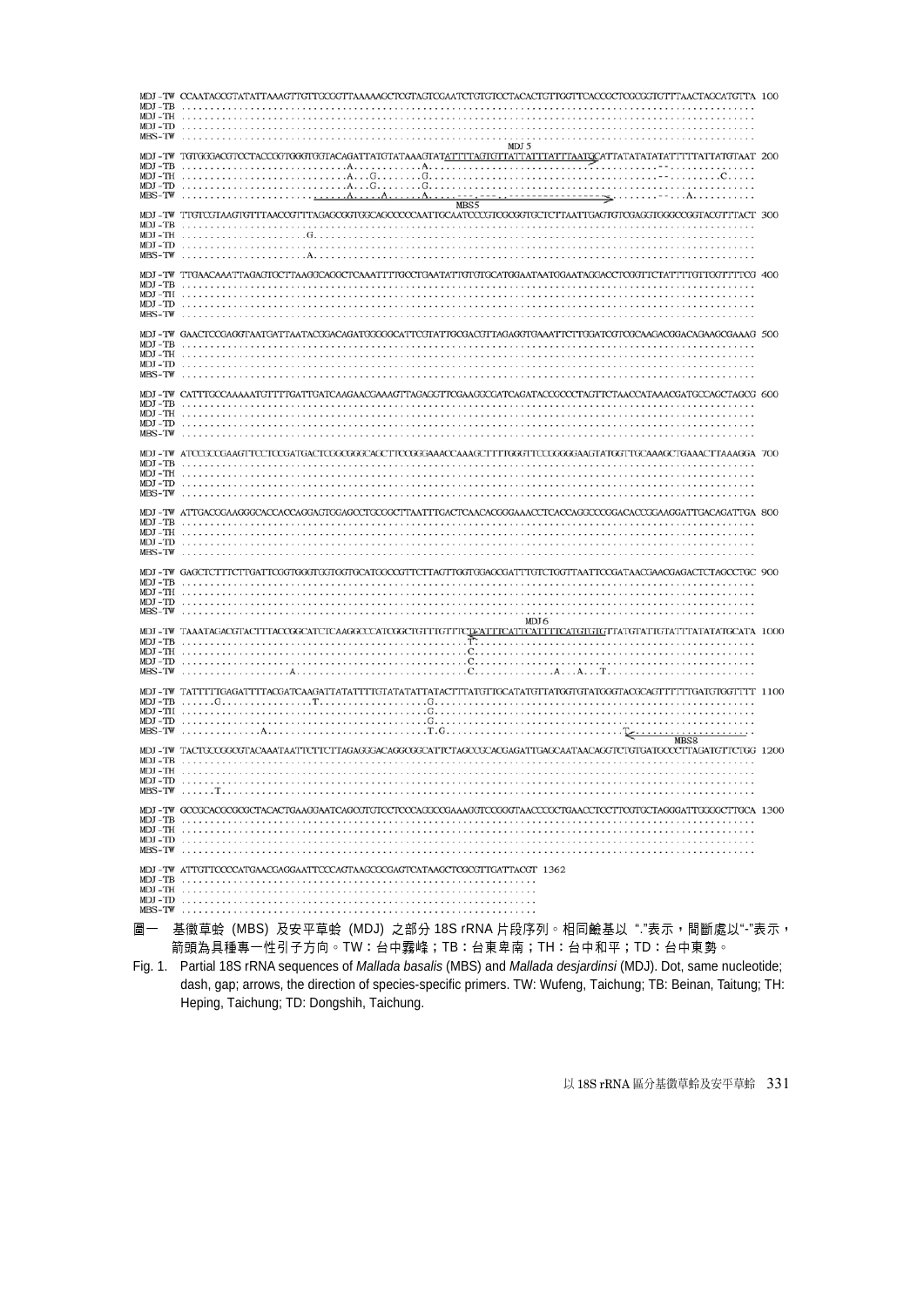圖一　基徵草蛉 (MBS) 及安平草蛉 (MDJ) 之部分 18S rRNA 片段序列。相同鹼基以 "."表示，間斷處以"-"表示，箭頭為具種專一性引子方向。TW：台中霧峰；TB：台東卑南；TH：台中和平；TD：台中東勢。

Fig. 1. Partial 18S rRNA sequences of *Mallada basalis* (MBS) and *Mallada desjardinsi* (MDJ). Dot, same nucleotide; dash, gap; arrows, the direction of species-specific primers. TW: Wufeng, Taichung; TB: Beinan, Taitung; TH: Heping, Taichung; TD: Dongshih, Taichung.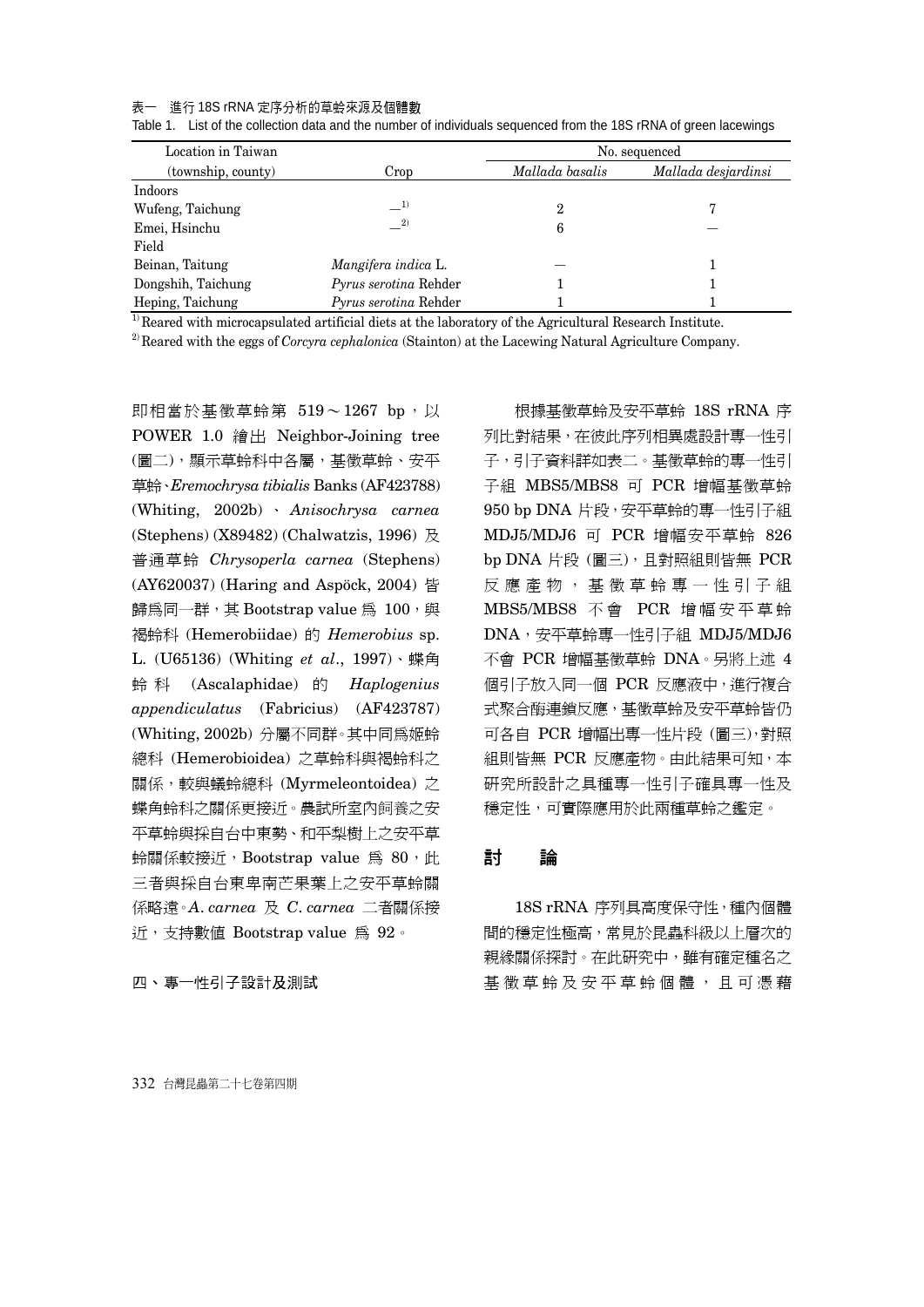表一　進行 18S rRNA 定序分析的草蛉來源及個體數

Table 1. List of the collection data and the number of individuals sequenced from the 18S rRNA of green lacewings

| Location in Taiwan (township, county) | Crop | No. sequenced | |
|---|---|---|---|
| | | *Mallada basalis* | *Mallada desjardinsi* |
| Indoors | | | |
| Wufeng, Taichung | —[1)] | 2 | 7 |
| Emei, Hsinchu | —[2)] | 6 | — |
| Field | | | |
| Beinan, Taitung | *Mangifera indica* L. | — | 1 |
| Dongshih, Taichung | *Pyrus serotina* Rehder | 1 | 1 |
| Heping, Taichung | *Pyrus serotina* Rehder | 1 | 1 |

[1)] Reared with microcapsulated artificial diets at the laboratory of the Agricultural Research Institute.

[2)] Reared with the eggs of *Corcyra cephalonica* (Stainton) at the Lacewing Natural Agriculture Company.

即相當於基徵草蛉第 519～1267 bp，以 POWER 1.0 繪出 Neighbor-Joining tree (圖二)，顯示草蛉科中各屬，基徵草蛉、安平草蛉、*Eremochrysa tibialis* Banks (AF423788) (Whiting, 2002b)、*Anisochrysa carnea* (Stephens) (X89482) (Chalwatzis, 1996) 及普通草蛉 *Chrysoperla carnea* (Stephens) (AY620037) (Haring and Aspöck, 2004) 皆歸為同一群，其 Bootstrap value 為 100，與褐蛉科 (Hemerobiidae) 的 *Hemerobius* sp. L. (U65136) (Whiting *et al*., 1997)、蝶角蛉科 (Ascalaphidae) 的 *Haplogenius appendiculatus* (Fabricius) (AF423787) (Whiting, 2002b) 分屬不同群。其中同為姬蛉總科 (Hemerobioidea) 之草蛉科與褐蛉科之關係，較與蟻蛉總科 (Myrmeleontoidea) 之蝶角蛉科之關係更接近。農試所室內飼養之安平草蛉與採自台中東勢、和平梨樹上之安平草蛉關係較接近，Bootstrap value 為 80，此三者與採自台東卑南芒果葉上之安平草蛉關係略遠。*A. carnea* 及 *C. carnea* 二者關係接近，支持數值 Bootstrap value 為 92。

### 四、專一性引子設計及測試

根據基徵草蛉及安平草蛉 18S rRNA 序列比對結果，在彼此序列相異處設計專一性引子，引子資料詳如表二。基徵草蛉的專一性引子組 MBS5/MBS8 可 PCR 增幅基徵草蛉 950 bp DNA 片段，安平草蛉的專一性引子組 MDJ5/MDJ6 可 PCR 增幅安平草蛉 826 bp DNA 片段 (圖三)，且對照組則皆無 PCR 反應產物，基徵草蛉專一性引子組 MBS5/MBS8 不會 PCR 增幅安平草蛉 DNA，安平草蛉專一性引子組 MDJ5/MDJ6 不會 PCR 增幅基徵草蛉 DNA。另將上述 4 個引子放入同一個 PCR 反應液中，進行複合式聚合酶連鎖反應，基徵草蛉及安平草蛉皆仍可各自 PCR 增幅出專一性片段 (圖三)，對照組則皆無 PCR 反應產物。由此結果可知，本研究所設計之具種專一性引子確具專一性及穩定性，可實際應用於此兩種草蛉之鑑定。

## 討　論

18S rRNA 序列具高度保守性，種內個體間的穩定性極高，常見於昆蟲科級以上層次的親緣關係探討。在此研究中，雖有確定種名之基徵草蛉及安平草蛉個體，且可憑藉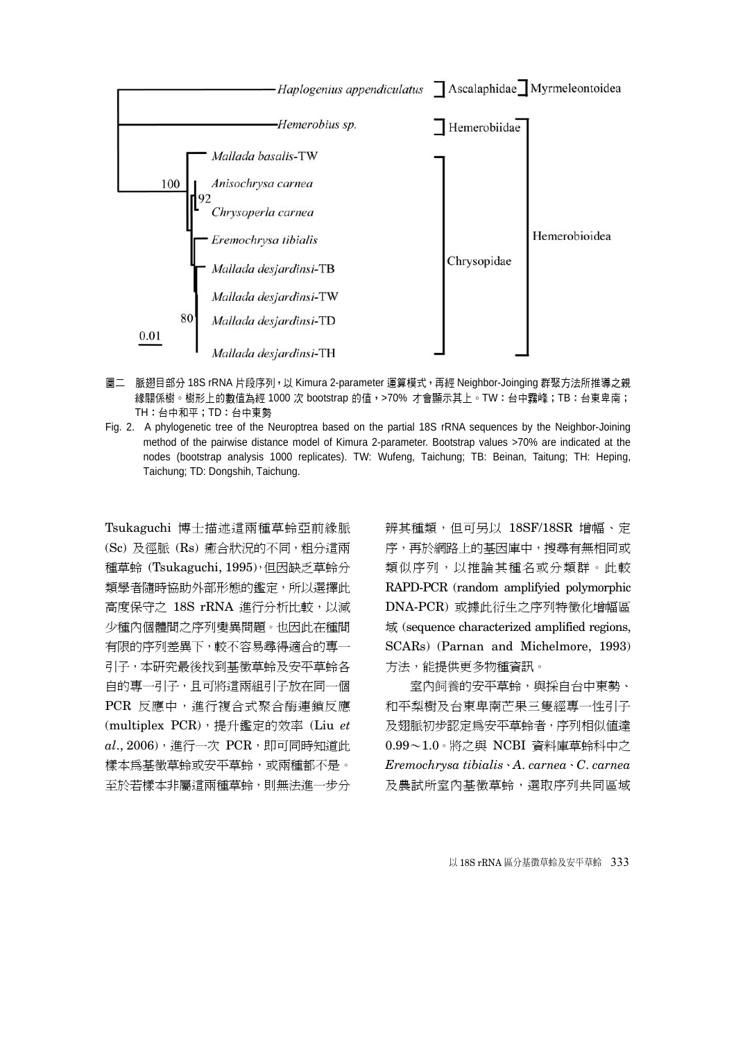圖二　脈翅目部分 18S rRNA 片段序列，以 Kimura 2-parameter 運算模式，再經 Neighbor-Joinging 群聚方法所推導之親緣關係樹。樹形上的數值為經 1000 次 bootstrap 的值，>70% 才會顯示其上。TW：台中霧峰；TB：台東卑南；TH：台中和平；TD：台中東勢

Fig. 2. A phylogenetic tree of the Neuroptrea based on the partial 18S rRNA sequences by the Neighbor-Joining method of the pairwise distance model of Kimura 2-parameter. Bootstrap values >70% are indicated at the nodes (bootstrap analysis 1000 replicates). TW: Wufeng, Taichung; TB: Beinan, Taitung; TH: Heping, Taichung; TD: Dongshih, Taichung.

Tsukaguchi 博士描述這兩種草蛉亞前緣脈 (Sc) 及徑脈 (Rs) 癒合狀況的不同，粗分這兩種草蛉 (Tsukaguchi, 1995)，但因缺乏草蛉分類學者隨時協助外部形態的鑑定，所以選擇此高度保守之 18S rRNA 進行分析比較，以減少種內個體間之序列變異問題。也因此在種間有限的序列差異下，較不容易尋得適合的專一引子，本研究最後找到基徵草蛉及安平草蛉各自的專一引子，且可將這兩組引子放在同一個 PCR 反應中，進行複合式聚合酶連鎖反應 (multiplex PCR)，提升鑑定的效率 (Liu *et al*., 2006)，進行一次 PCR，即可同時知道此樣本為基徵草蛉或安平草蛉，或兩種都不是。至於若樣本非屬這兩種草蛉，則無法進一步分辨其種類，但可另以 18SF/18SR 增幅、定序，再於網路上的基因庫中，搜尋有無相同或類似序列，以推論其種名或分類群。此較 RAPD-PCR (random amplifyied polymorphic DNA-PCR) 或據此衍生之序列特徵化增幅區域 (sequence characterized amplified regions, SCARs) (Parnan and Michelmore, 1993) 方法，能提供更多物種資訊。

室內飼養的安平草蛉，與採自台中東勢、和平梨樹及台東卑南芒果三隻經專一性引子及翅脈初步認定為安平草蛉者，序列相似值達 0.99～1.0。將之與 NCBI 資料庫草蛉科中之 *Eremochrysa tibialis*、*A. carnea*、*C. carnea* 及農試所室內基徵草蛉，選取序列共同區域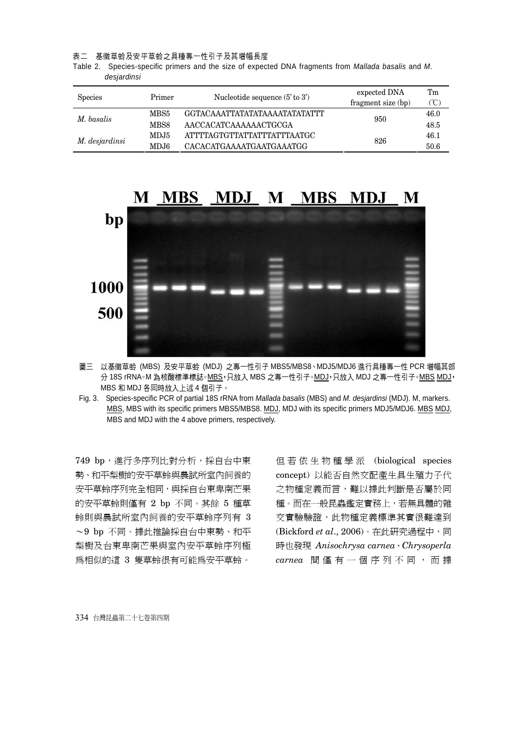表二　基徵草蛉及安平草蛉之具種專一性引子及其增幅長度

Table 2. Species-specific primers and the size of expected DNA fragments from *Mallada basalis* and *M. desjardinsi*

| Species | Primer | Nucleotide sequence (5' to 3') | expected DNA fragment size (bp) | Tm (℃) |
|---|---|---|---|---|
| *M. basalis* | MBS5 | GGTACAAATTATATATAAAATATATATT | 950 | 46.0 |
| | MBS8 | AACCACATCAAAAAACTGCGA | | 48.5 |
| *M. desjardinsi* | MDJ5 | ATTTTAGTGTTATTATTTATTTAATGC | 826 | 46.1 |
| | MDJ6 | CACACATGAAAATGAATGAAATGG | | 50.6 |

圖三　以基徵草蛉 (MBS) 及安平草蛉 (MDJ) 之專一性引子 MBS5/MBS8、MDJ5/MDJ6 進行具種專一性 PCR 增幅其部分 18S rRNA。M 為核酸標準標誌。MBS，只放入 MBS 之專一性引子。MDJ，只放入 MDJ 之專一性引子。MBS MDJ，MBS 和 MDJ 各同時放入上述 4 個引子。

Fig. 3. Species-specific PCR of partial 18S rRNA from *Mallada basalis* (MBS) and *M. desjardinsi* (MDJ). M, markers. MBS, MBS with its specific primers MBS5/MBS8. MDJ, MDJ with its specific primers MDJ5/MDJ6. MBS MDJ, MBS and MDJ with the 4 above primers, respectively.

749 bp，進行多序列比對分析，採自台中東勢、和平梨樹的安平草蛉與農試所室內飼養的安平草蛉序列完全相同，與採自台東卑南芒果的安平草蛉則僅有 2 bp 不同。其餘 5 種草蛉則與農試所室內飼養的安平草蛉序列有 3～9 bp 不同。據此推論採自台中東勢、和平梨樹及台東卑南芒果與室內安平草蛉序列極為相似的這 3 隻草蛉很有可能為安平草蛉。

但若依生物種學派 (biological species concept) 以能否自然交配產生具生殖力子代之物種定義而言，難以據此判斷是否屬於同種。而在一般昆蟲鑑定實務上，若無具體的雜交實驗驗證，此物種定義標準其實很難達到 (Bickford *et al*., 2006)。在此研究過程中，同時也發現 *Anisochrysa carnea*、*Chrysoperla carnea* 間僅有一個序列不同，而據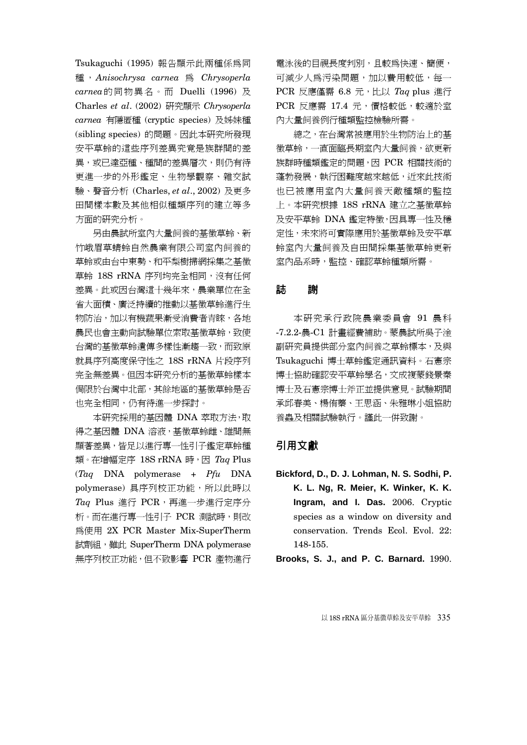Tsukaguchi (1995) 報告顯示此兩種係爲同種，*Anisochrysa carnea* 爲 *Chrysoperla carnea* 的同物異名。而 Duelli (1996) 及 Charles *et al*. (2002) 研究顯示 *Chrysoperla carnea* 有隱匿種 (cryptic species) 及姊妹種 (sibling species) 的問題。因此本研究所發現安平草蛉的這些序列差異究竟是族群間的差異，或已達亞種、種間的差異層次，則仍有待更進一步的外形鑑定、生物學觀察、雜交試驗、聲音分析 (Charles, *et al*., 2002) 及更多田間樣本數及其他相似種類序列的建立等多方面的研究分析。

另由農試所室內大量飼養的基徵草蛉、新竹峨眉草蜻蛉自然農業有限公司室內飼養的草蛉或由台中東勢、和平梨樹掃網採集之基徵草蛉 18S rRNA 序列均完全相同，沒有任何差異。此或因台灣這十幾年來，農業單位在全省大面積、廣泛持續的推動以基徵草蛉進行生物防治，加以有機蔬果漸受消費者青睞，各地農民也會主動向試驗單位索取基徵草蛉，致使台灣的基徵草蛉遺傳多樣性漸趨一致，而致原就具序列高度保守性之 18S rRNA 片段序列完全無差異。但因本研究分析的基徵草蛉樣本侷限於台灣中北部，其餘地區的基徵草蛉是否也完全相同，仍有待進一步探討。

本研究採用的基因體 DNA 萃取方法，取得之基因體 DNA 溶液，基徵草蛉雌、雄間無顯著差異，皆足以進行專一性引子鑑定草蛉種類。在增幅定序 18S rRNA 時，因 *Taq* Plus (*Taq* DNA polymerase + *Pfu* DNA polymerase) 具序列校正功能，所以此時以 *Taq* Plus 進行 PCR，再進一步進行定序分析。而在進行專一性引子 PCR 測試時，則改爲使用 2X PCR Master Mix-SuperTherm 試劑組，雖此 SuperTherm DNA polymerase 無序列校正功能，但不致影響 PCR 產物進行電泳後的目視長度判別，且較爲快速、簡便，可減少人爲污染問題，加以費用較低，每一 PCR 反應僅需 6.8 元，比以 *Taq* plus 進行 PCR 反應需 17.4 元，價格較低，較適於室內大量飼養例行種類監控檢驗所需。

總之，在台灣常被應用於生物防治上的基徵草蛉，一直面臨長期室內大量飼養，欲更新族群時種類鑑定的問題，因 PCR 相關技術的蓬勃發展，執行困難度越來越低，近來此技術也已被應用室內大量飼養天敵種類的監控上。本研究根據 18S rRNA 建立之基徵草蛉及安平草蛉 DNA 鑑定特徵，因具專一性及穩定性，未來將可實際應用於基徵草蛉及安平草蛉室內大量飼養及自田間採集基徵草蛉更新室內品系時，監控、確認草蛉種類所需。

## 誌　謝

本研究承行政院農業委員會 91 農科-7.2.2-農-C1 計畫經費補助。蒙農試所吳子淦副研究員提供部分室內飼養之草蛉標本，及與 Tsukaguchi 博士草蛉鑑定通訊資料。石憲宗博士協助確認安平草蛉學名，文成複蒙錢景秦博士及石憲宗博士斧正並提供意見。試驗期間承邱春美、楊侑蓁、王思涵、朱雅琳小姐協助養蟲及相關試驗執行。謹此一併致謝。

## 引用文獻

**Bickford, D., D. J. Lohman, N. S. Sodhi, P. K. L. Ng, R. Meier, K. Winker, K. K. Ingram, and I. Das.** 2006. Cryptic species as a window on diversity and conservation. Trends Ecol. Evol. 22: 148-155.

**Brooks, S. J., and P. C. Barnard.** 1990.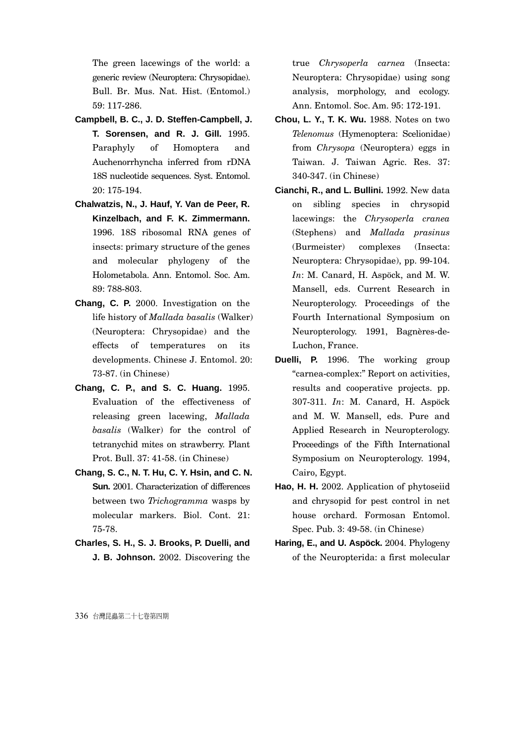The green lacewings of the world: a generic review (Neuroptera: Chrysopidae). Bull. Br. Mus. Nat. Hist. (Entomol.) 59: 117-286.

**Campbell, B. C., J. D. Steffen-Campbell, J. T. Sorensen, and R. J. Gill.** 1995. Paraphyly of Homoptera and Auchenorrhyncha inferred from rDNA 18S nucleotide sequences. Syst. Entomol. 20: 175-194.

**Chalwatzis, N., J. Hauf, Y. Van de Peer, R. Kinzelbach, and F. K. Zimmermann.** 1996. 18S ribosomal RNA genes of insects: primary structure of the genes and molecular phylogeny of the Holometabola. Ann. Entomol. Soc. Am. 89: 788-803.

**Chang, C. P.** 2000. Investigation on the life history of *Mallada basalis* (Walker) (Neuroptera: Chrysopidae) and the effects of temperatures on its developments. Chinese J. Entomol. 20: 73-87. (in Chinese)

**Chang, C. P., and S. C. Huang.** 1995. Evaluation of the effectiveness of releasing green lacewing, *Mallada basalis* (Walker) for the control of tetranychid mites on strawberry. Plant Prot. Bull. 37: 41-58. (in Chinese)

**Chang, S. C., N. T. Hu, C. Y. Hsin, and C. N. Sun.** 2001. Characterization of differences between two *Trichogramma* wasps by molecular markers. Biol. Cont. 21: 75-78.

**Charles, S. H., S. J. Brooks, P. Duelli, and J. B. Johnson.** 2002. Discovering the true *Chrysoperla carnea* (Insecta: Neuroptera: Chrysopidae) using song analysis, morphology, and ecology. Ann. Entomol. Soc. Am. 95: 172-191.

**Chou, L. Y., T. K. Wu.** 1988. Notes on two *Telenomus* (Hymenoptera: Scelionidae) from *Chrysopa* (Neuroptera) eggs in Taiwan. J. Taiwan Agric. Res. 37: 340-347. (in Chinese)

**Cianchi, R., and L. Bullini.** 1992. New data on sibling species in chrysopid lacewings: the *Chrysoperla cranea* (Stephens) and *Mallada prasinus* (Burmeister) complexes (Insecta: Neuroptera: Chrysopidae), pp. 99-104. *In*: M. Canard, H. Aspöck, and M. W. Mansell, eds. Current Research in Neuropterology. Proceedings of the Fourth International Symposium on Neuropterology. 1991, Bagnères-de-Luchon, France.

**Duelli, P.** 1996. The working group "carnea-complex:" Report on activities, results and cooperative projects. pp. 307-311. *In*: M. Canard, H. Aspöck and M. W. Mansell, eds. Pure and Applied Research in Neuropterology. Proceedings of the Fifth International Symposium on Neuropterology. 1994, Cairo, Egypt.

**Hao, H. H.** 2002. Application of phytoseiid and chrysopid for pest control in net house orchard. Formosan Entomol. Spec. Pub. 3: 49-58. (in Chinese)

**Haring, E., and U. Aspöck.** 2004. Phylogeny of the Neuropterida: a first molecular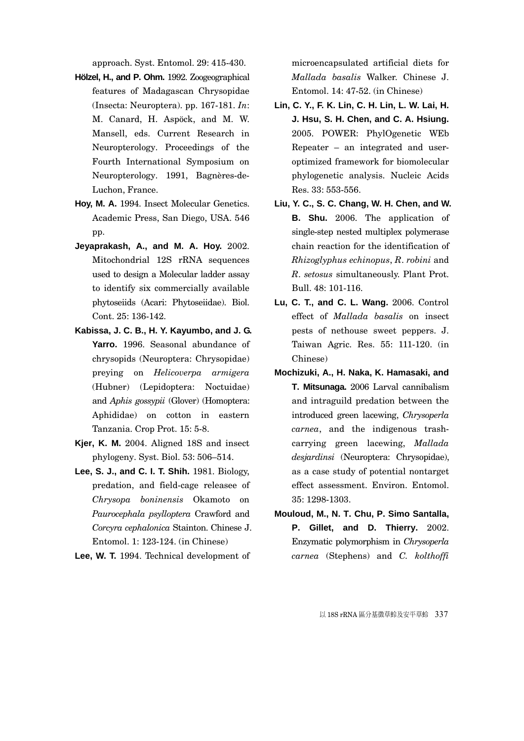approach. Syst. Entomol. 29: 415-430.

**Hölzel, H., and P. Ohm.** 1992. Zoogeographical features of Madagascan Chrysopidae (Insecta: Neuroptera). pp. 167-181. *In*: M. Canard, H. Aspöck, and M. W. Mansell, eds. Current Research in Neuropterology. Proceedings of the Fourth International Symposium on Neuropterology. 1991, Bagnères-de-Luchon, France.

**Hoy, M. A.** 1994. Insect Molecular Genetics. Academic Press, San Diego, USA. 546 pp.

**Jeyaprakash, A., and M. A. Hoy.** 2002. Mitochondrial 12S rRNA sequences used to design a Molecular ladder assay to identify six commercially available phytoseiids (Acari: Phytoseiidae). Biol. Cont. 25: 136-142.

**Kabissa, J. C. B., H. Y. Kayumbo, and J. G. Yarro.** 1996. Seasonal abundance of chrysopids (Neuroptera: Chrysopidae) preying on *Helicoverpa armigera* (Hubner) (Lepidoptera: Noctuidae) and *Aphis gossypii* (Glover) (Homoptera: Aphididae) on cotton in eastern Tanzania. Crop Prot. 15: 5-8.

**Kjer, K. M.** 2004. Aligned 18S and insect phylogeny. Syst. Biol. 53: 506–514.

**Lee, S. J., and C. I. T. Shih.** 1981. Biology, predation, and field-cage releasee of *Chrysopa boninensis* Okamoto on *Paurocephala psylloptera* Crawford and *Corcyra cephalonica* Stainton. Chinese J. Entomol. 1: 123-124. (in Chinese)

**Lee, W. T.** 1994. Technical development of microencapsulated artificial diets for *Mallada basalis* Walker. Chinese J. Entomol. 14: 47-52. (in Chinese)

**Lin, C. Y., F. K. Lin, C. H. Lin, L. W. Lai, H. J. Hsu, S. H. Chen, and C. A. Hsiung.** 2005. POWER: PhylOgenetic WEb Repeater – an integrated and user-optimized framework for biomolecular phylogenetic analysis. Nucleic Acids Res. 33: 553-556.

**Liu, Y. C., S. C. Chang, W. H. Chen, and W. B. Shu.** 2006. The application of single-step nested multiplex polymerase chain reaction for the identification of *Rhizoglyphus echinopus*, *R. robini* and *R. setosus* simultaneously. Plant Prot. Bull. 48: 101-116.

**Lu, C. T., and C. L. Wang.** 2006. Control effect of *Mallada basalis* on insect pests of nethouse sweet peppers. J. Taiwan Agric. Res. 55: 111-120. (in Chinese)

**Mochizuki, A., H. Naka, K. Hamasaki, and T. Mitsunaga.** 2006 Larval cannibalism and intraguild predation between the introduced green lacewing, *Chrysoperla carnea*, and the indigenous trash-carrying green lacewing, *Mallada desjardinsi* (Neuroptera: Chrysopidae), as a case study of potential nontarget effect assessment. Environ. Entomol. 35: 1298-1303.

**Mouloud, M., N. T. Chu, P. Simo Santalla, P. Gillet, and D. Thierry.** 2002. Enzymatic polymorphism in *Chrysoperla carnea* (Stephens) and *C. kolthoffi*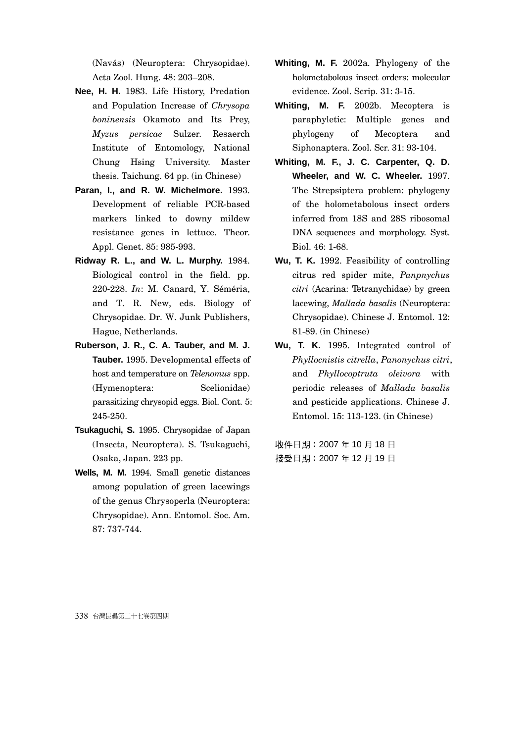(Navás) (Neuroptera: Chrysopidae). Acta Zool. Hung. 48: 203–208.

**Nee, H. H.** 1983. Life History, Predation and Population Increase of *Chrysopa boninensis* Okamoto and Its Prey, *Myzus persicae* Sulzer. Resaerch Institute of Entomology, National Chung Hsing University. Master thesis. Taichung. 64 pp. (in Chinese)

**Paran, I., and R. W. Michelmore.** 1993. Development of reliable PCR-based markers linked to downy mildew resistance genes in lettuce. Theor. Appl. Genet. 85: 985-993.

**Ridway R. L., and W. L. Murphy.** 1984. Biological control in the field. pp. 220-228. *In*: M. Canard, Y. Séméria, and T. R. New, eds. Biology of Chrysopidae. Dr. W. Junk Publishers, Hague, Netherlands.

**Ruberson, J. R., C. A. Tauber, and M. J. Tauber.** 1995. Developmental effects of host and temperature on *Telenomus* spp. (Hymenoptera: Scelionidae) parasitizing chrysopid eggs. Biol. Cont. 5: 245-250.

**Tsukaguchi, S.** 1995. Chrysopidae of Japan (Insecta, Neuroptera). S. Tsukaguchi, Osaka, Japan. 223 pp.

**Wells, M. M.** 1994. Small genetic distances among population of green lacewings of the genus Chrysoperla (Neuroptera: Chrysopidae). Ann. Entomol. Soc. Am. 87: 737-744.

**Whiting, M. F.** 2002a. Phylogeny of the holometabolous insect orders: molecular evidence. Zool. Scrip. 31: 3-15.

**Whiting, M. F.** 2002b. Mecoptera is paraphyletic: Multiple genes and phylogeny of Mecoptera and Siphonaptera. Zool. Scr. 31: 93-104.

**Whiting, M. F., J. C. Carpenter, Q. D. Wheeler, and W. C. Wheeler.** 1997. The Strepsiptera problem: phylogeny of the holometabolous insect orders inferred from 18S and 28S ribosomal DNA sequences and morphology. Syst. Biol. 46: 1-68.

**Wu, T. K.** 1992. Feasibility of controlling citrus red spider mite, *Panpnychus citri* (Acarina: Tetranychidae) by green lacewing, *Mallada basalis* (Neuroptera: Chrysopidae). Chinese J. Entomol. 12: 81-89. (in Chinese)

**Wu, T. K.** 1995. Integrated control of *Phyllocnistis citrella*, *Panonychus citri*, and *Phyllocoptruta oleivora* with periodic releases of *Mallada basalis* and pesticide applications. Chinese J. Entomol. 15: 113-123. (in Chinese)

收件日期：2007 年 10 月 18 日
接受日期：2007 年 12 月 19 日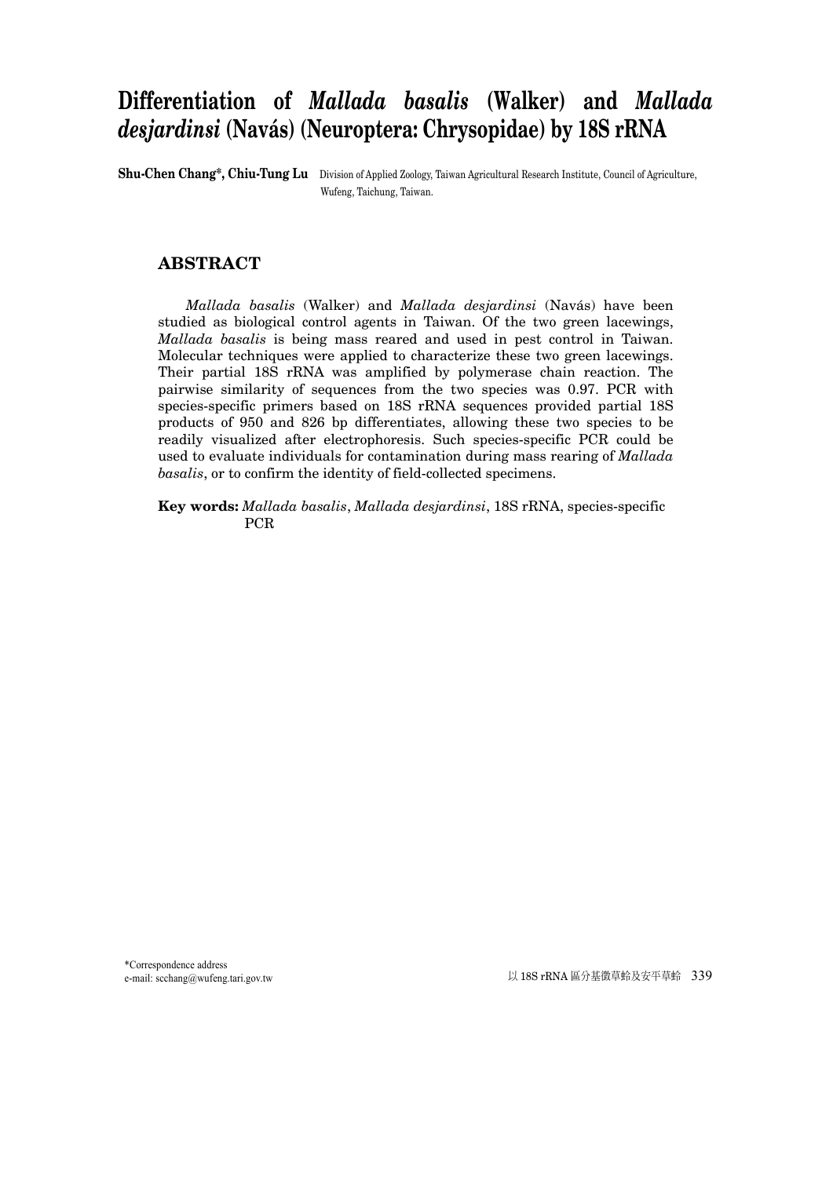# Differentiation of *Mallada basalis* (Walker) and *Mallada desjardinsi* (Navás) (Neuroptera: Chrysopidae) by 18S rRNA

**Shu-Chen Chang\*, Chiu-Tung Lu** Division of Applied Zoology, Taiwan Agricultural Research Institute, Council of Agriculture, Wufeng, Taichung, Taiwan.

## ABSTRACT

*Mallada basalis* (Walker) and *Mallada desjardinsi* (Navás) have been studied as biological control agents in Taiwan. Of the two green lacewings, *Mallada basalis* is being mass reared and used in pest control in Taiwan. Molecular techniques were applied to characterize these two green lacewings. Their partial 18S rRNA was amplified by polymerase chain reaction. The pairwise similarity of sequences from the two species was 0.97. PCR with species-specific primers based on 18S rRNA sequences provided partial 18S products of 950 and 826 bp differentiates, allowing these two species to be readily visualized after electrophoresis. Such species-specific PCR could be used to evaluate individuals for contamination during mass rearing of *Mallada basalis*, or to confirm the identity of field-collected specimens.

**Key words:** *Mallada basalis*, *Mallada desjardinsi*, 18S rRNA, species-specific PCR

\*Correspondence address
e-mail: scchang@wufeng.tari.gov.tw